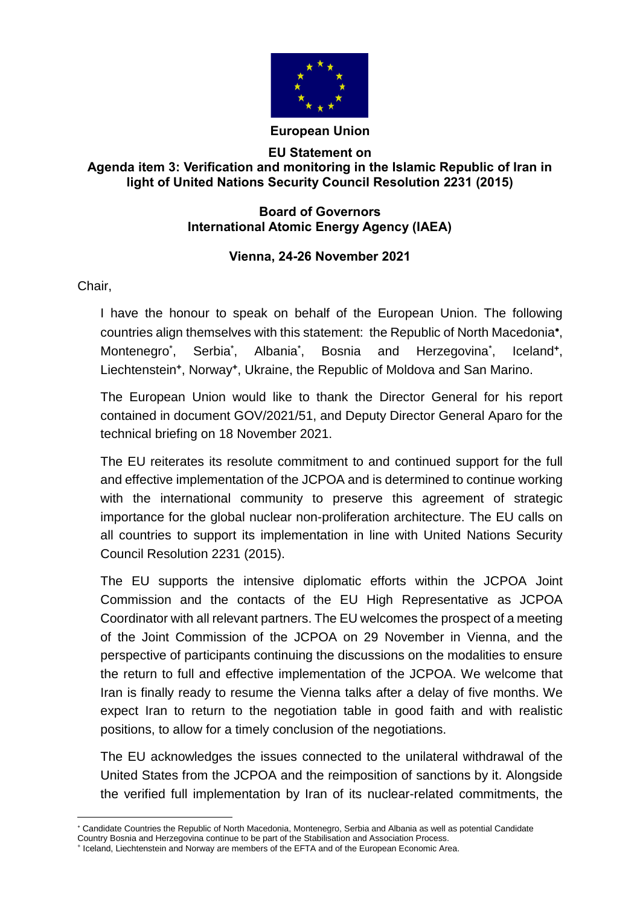**European Union**

**EU Statement on**
**Agenda item 3: Verification and monitoring in the Islamic Republic of Iran in light of United Nations Security Council Resolution 2231 (2015)**

**Board of Governors**
**International Atomic Energy Agency (IAEA)**

**Vienna, 24-26 November 2021**

Chair,

I have the honour to speak on behalf of the European Union. The following countries align themselves with this statement: the Republic of North Macedonia*, Montenegro*, Serbia*, Albania*, Bosnia and Herzegovina*, Iceland+, Liechtenstein+, Norway+, Ukraine, the Republic of Moldova and San Marino.

The European Union would like to thank the Director General for his report contained in document GOV/2021/51, and Deputy Director General Aparo for the technical briefing on 18 November 2021.

The EU reiterates its resolute commitment to and continued support for the full and effective implementation of the JCPOA and is determined to continue working with the international community to preserve this agreement of strategic importance for the global nuclear non-proliferation architecture. The EU calls on all countries to support its implementation in line with United Nations Security Council Resolution 2231 (2015).

The EU supports the intensive diplomatic efforts within the JCPOA Joint Commission and the contacts of the EU High Representative as JCPOA Coordinator with all relevant partners. The EU welcomes the prospect of a meeting of the Joint Commission of the JCPOA on 29 November in Vienna, and the perspective of participants continuing the discussions on the modalities to ensure the return to full and effective implementation of the JCPOA. We welcome that Iran is finally ready to resume the Vienna talks after a delay of five months. We expect Iran to return to the negotiation table in good faith and with realistic positions, to allow for a timely conclusion of the negotiations.

The EU acknowledges the issues connected to the unilateral withdrawal of the United States from the JCPOA and the reimposition of sanctions by it. Alongside the verified full implementation by Iran of its nuclear-related commitments, the

* Candidate Countries the Republic of North Macedonia, Montenegro, Serbia and Albania as well as potential Candidate Country Bosnia and Herzegovina continue to be part of the Stabilisation and Association Process.

+ Iceland, Liechtenstein and Norway are members of the EFTA and of the European Economic Area.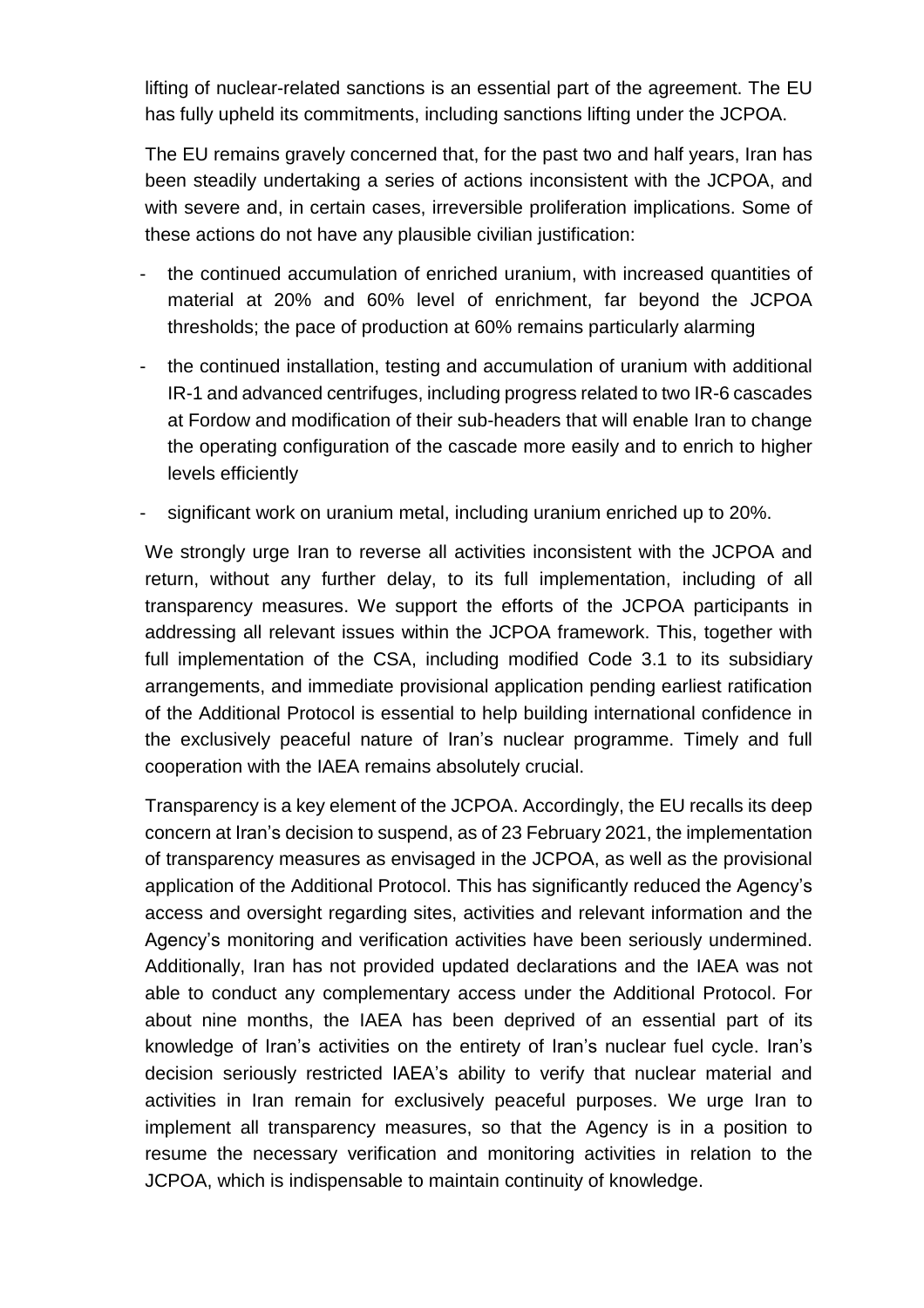lifting of nuclear-related sanctions is an essential part of the agreement. The EU has fully upheld its commitments, including sanctions lifting under the JCPOA.

The EU remains gravely concerned that, for the past two and half years, Iran has been steadily undertaking a series of actions inconsistent with the JCPOA, and with severe and, in certain cases, irreversible proliferation implications. Some of these actions do not have any plausible civilian justification:

- the continued accumulation of enriched uranium, with increased quantities of material at 20% and 60% level of enrichment, far beyond the JCPOA thresholds; the pace of production at 60% remains particularly alarming
- the continued installation, testing and accumulation of uranium with additional IR-1 and advanced centrifuges, including progress related to two IR-6 cascades at Fordow and modification of their sub-headers that will enable Iran to change the operating configuration of the cascade more easily and to enrich to higher levels efficiently
- significant work on uranium metal, including uranium enriched up to 20%.

We strongly urge Iran to reverse all activities inconsistent with the JCPOA and return, without any further delay, to its full implementation, including of all transparency measures. We support the efforts of the JCPOA participants in addressing all relevant issues within the JCPOA framework. This, together with full implementation of the CSA, including modified Code 3.1 to its subsidiary arrangements, and immediate provisional application pending earliest ratification of the Additional Protocol is essential to help building international confidence in the exclusively peaceful nature of Iran's nuclear programme. Timely and full cooperation with the IAEA remains absolutely crucial.

Transparency is a key element of the JCPOA. Accordingly, the EU recalls its deep concern at Iran's decision to suspend, as of 23 February 2021, the implementation of transparency measures as envisaged in the JCPOA, as well as the provisional application of the Additional Protocol. This has significantly reduced the Agency's access and oversight regarding sites, activities and relevant information and the Agency's monitoring and verification activities have been seriously undermined. Additionally, Iran has not provided updated declarations and the IAEA was not able to conduct any complementary access under the Additional Protocol. For about nine months, the IAEA has been deprived of an essential part of its knowledge of Iran's activities on the entirety of Iran's nuclear fuel cycle. Iran's decision seriously restricted IAEA's ability to verify that nuclear material and activities in Iran remain for exclusively peaceful purposes. We urge Iran to implement all transparency measures, so that the Agency is in a position to resume the necessary verification and monitoring activities in relation to the JCPOA, which is indispensable to maintain continuity of knowledge.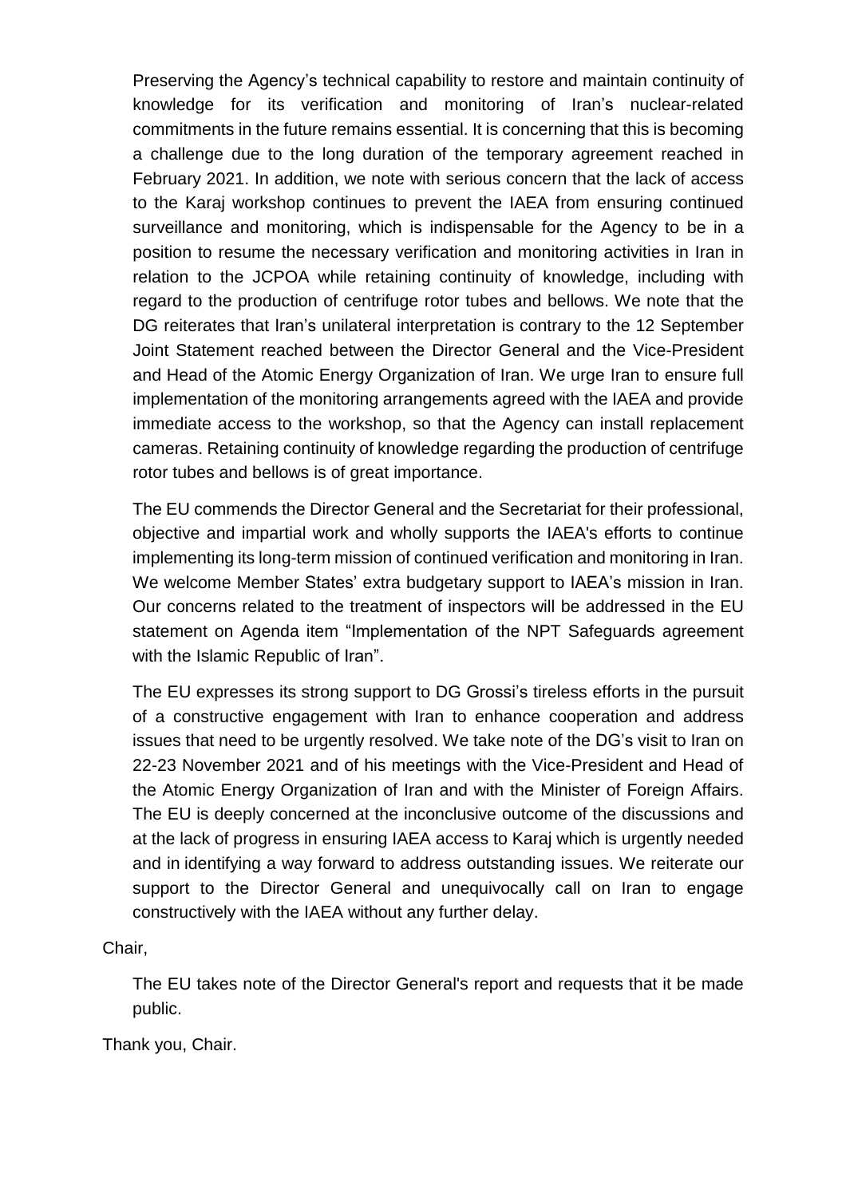Preserving the Agency's technical capability to restore and maintain continuity of knowledge for its verification and monitoring of Iran's nuclear-related commitments in the future remains essential. It is concerning that this is becoming a challenge due to the long duration of the temporary agreement reached in February 2021. In addition, we note with serious concern that the lack of access to the Karaj workshop continues to prevent the IAEA from ensuring continued surveillance and monitoring, which is indispensable for the Agency to be in a position to resume the necessary verification and monitoring activities in Iran in relation to the JCPOA while retaining continuity of knowledge, including with regard to the production of centrifuge rotor tubes and bellows. We note that the DG reiterates that Iran's unilateral interpretation is contrary to the 12 September Joint Statement reached between the Director General and the Vice-President and Head of the Atomic Energy Organization of Iran. We urge Iran to ensure full implementation of the monitoring arrangements agreed with the IAEA and provide immediate access to the workshop, so that the Agency can install replacement cameras. Retaining continuity of knowledge regarding the production of centrifuge rotor tubes and bellows is of great importance.

The EU commends the Director General and the Secretariat for their professional, objective and impartial work and wholly supports the IAEA's efforts to continue implementing its long-term mission of continued verification and monitoring in Iran. We welcome Member States' extra budgetary support to IAEA's mission in Iran. Our concerns related to the treatment of inspectors will be addressed in the EU statement on Agenda item "Implementation of the NPT Safeguards agreement with the Islamic Republic of Iran".

The EU expresses its strong support to DG Grossi's tireless efforts in the pursuit of a constructive engagement with Iran to enhance cooperation and address issues that need to be urgently resolved. We take note of the DG's visit to Iran on 22-23 November 2021 and of his meetings with the Vice-President and Head of the Atomic Energy Organization of Iran and with the Minister of Foreign Affairs. The EU is deeply concerned at the inconclusive outcome of the discussions and at the lack of progress in ensuring IAEA access to Karaj which is urgently needed and in identifying a way forward to address outstanding issues. We reiterate our support to the Director General and unequivocally call on Iran to engage constructively with the IAEA without any further delay.

Chair,

The EU takes note of the Director General's report and requests that it be made public.

Thank you, Chair.